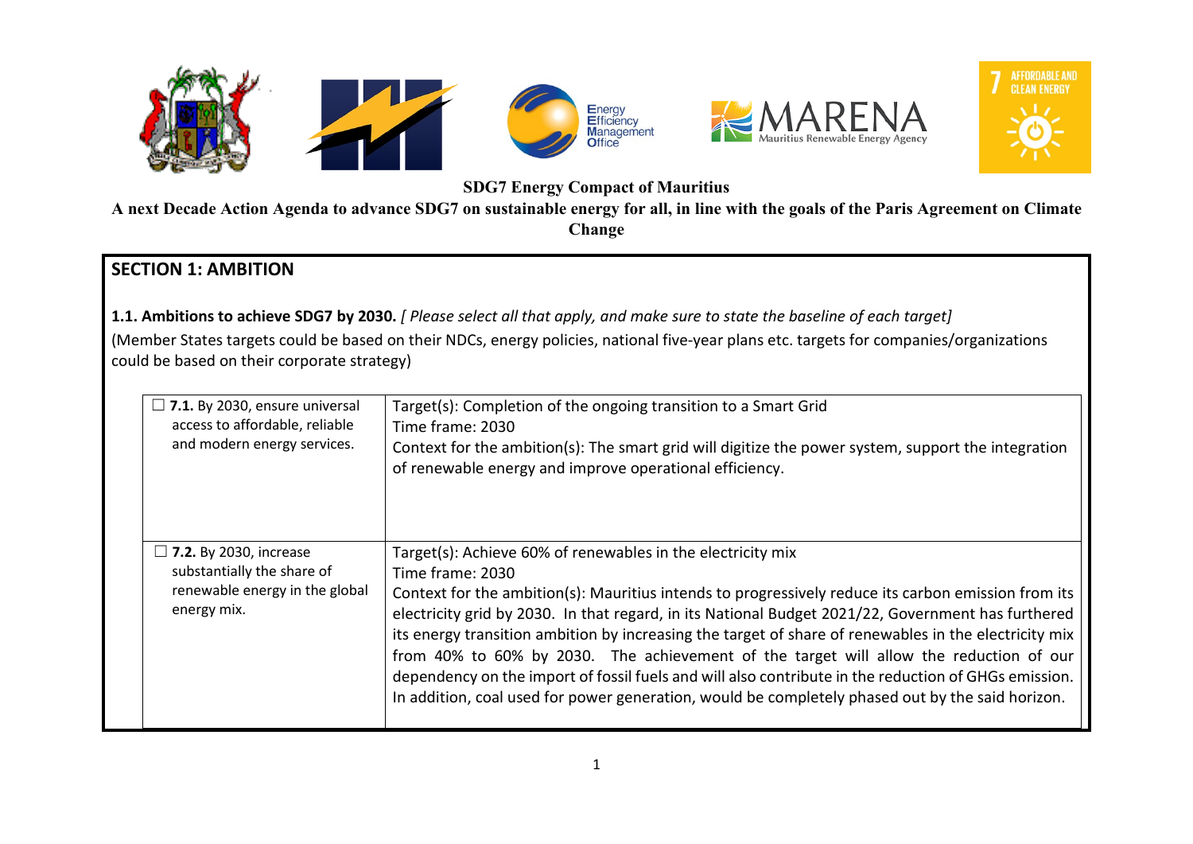**SDG7 Energy Compact of Mauritius**

**A next Decade Action Agenda to advance SDG7 on sustainable energy for all, in line with the goals of the Paris Agreement on Climate Change**

## SECTION 1: AMBITION

**1.1. Ambitions to achieve SDG7 by 2030.** *[ Please select all that apply, and make sure to state the baseline of each target]*

(Member States targets could be based on their NDCs, energy policies, national five-year plans etc. targets for companies/organizations could be based on their corporate strategy)

| | |
|---|---|
| ☐ **7.1.** By 2030, ensure universal access to affordable, reliable and modern energy services. | Target(s): Completion of the ongoing transition to a Smart Grid<br>Time frame: 2030<br>Context for the ambition(s): The smart grid will digitize the power system, support the integration of renewable energy and improve operational efficiency. |
| ☐ **7.2.** By 2030, increase substantially the share of renewable energy in the global energy mix. | Target(s): Achieve 60% of renewables in the electricity mix<br>Time frame: 2030<br>Context for the ambition(s): Mauritius intends to progressively reduce its carbon emission from its electricity grid by 2030. In that regard, in its National Budget 2021/22, Government has furthered its energy transition ambition by increasing the target of share of renewables in the electricity mix from 40% to 60% by 2030. The achievement of the target will allow the reduction of our dependency on the import of fossil fuels and will also contribute in the reduction of GHGs emission. In addition, coal used for power generation, would be completely phased out by the said horizon. |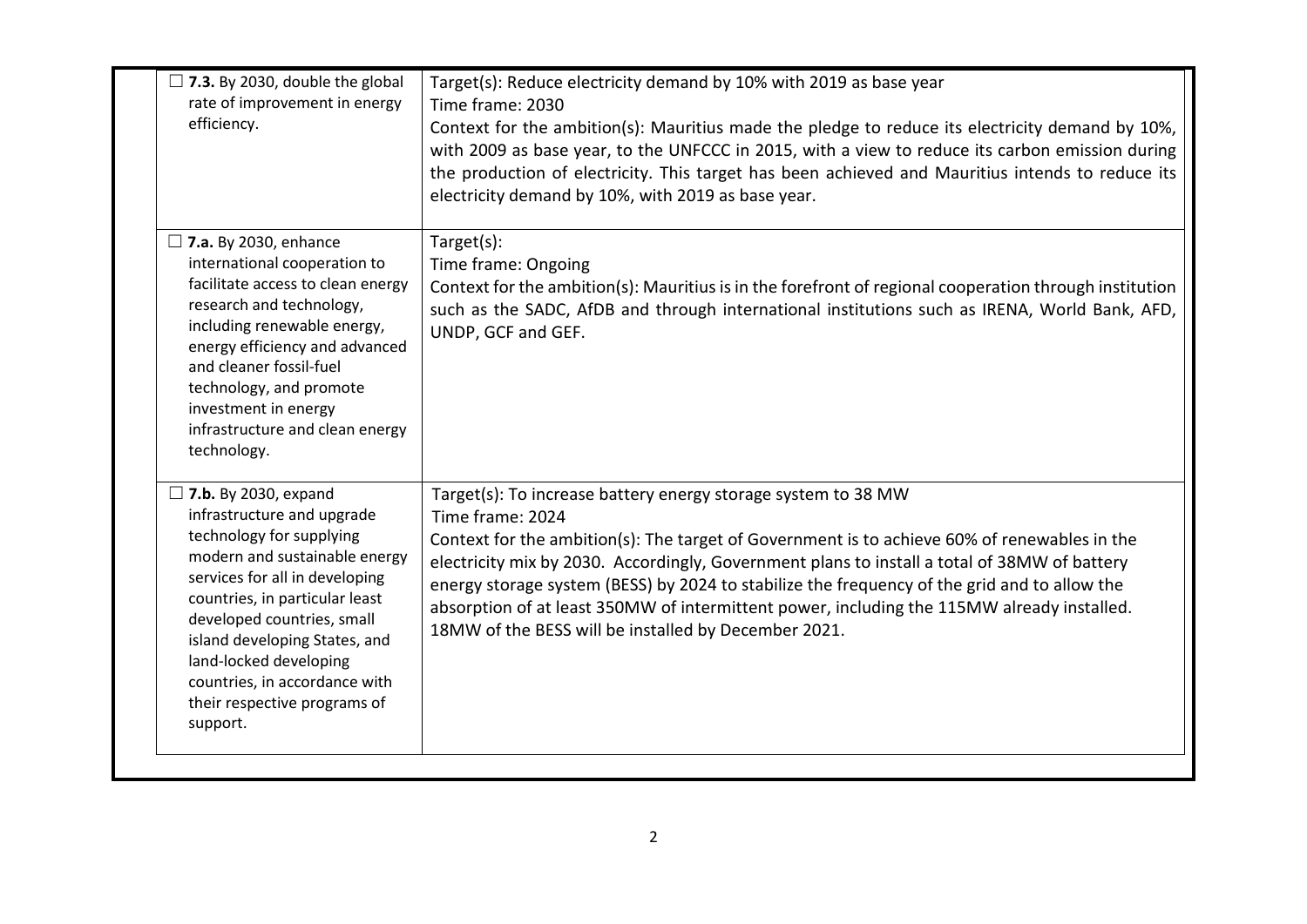| | |
|---|---|
| ☐ **7.3.** By 2030, double the global rate of improvement in energy efficiency. | Target(s): Reduce electricity demand by 10% with 2019 as base year<br>Time frame: 2030<br>Context for the ambition(s): Mauritius made the pledge to reduce its electricity demand by 10%, with 2009 as base year, to the UNFCCC in 2015, with a view to reduce its carbon emission during the production of electricity. This target has been achieved and Mauritius intends to reduce its electricity demand by 10%, with 2019 as base year. |
| ☐ **7.a.** By 2030, enhance international cooperation to facilitate access to clean energy research and technology, including renewable energy, energy efficiency and advanced and cleaner fossil-fuel technology, and promote investment in energy infrastructure and clean energy technology. | Target(s):<br>Time frame: Ongoing<br>Context for the ambition(s): Mauritius is in the forefront of regional cooperation through institution such as the SADC, AfDB and through international institutions such as IRENA, World Bank, AFD, UNDP, GCF and GEF. |
| ☐ **7.b.** By 2030, expand infrastructure and upgrade technology for supplying modern and sustainable energy services for all in developing countries, in particular least developed countries, small island developing States, and land-locked developing countries, in accordance with their respective programs of support. | Target(s): To increase battery energy storage system to 38 MW<br>Time frame: 2024<br>Context for the ambition(s): The target of Government is to achieve 60% of renewables in the electricity mix by 2030. Accordingly, Government plans to install a total of 38MW of battery energy storage system (BESS) by 2024 to stabilize the frequency of the grid and to allow the absorption of at least 350MW of intermittent power, including the 115MW already installed. 18MW of the BESS will be installed by December 2021. |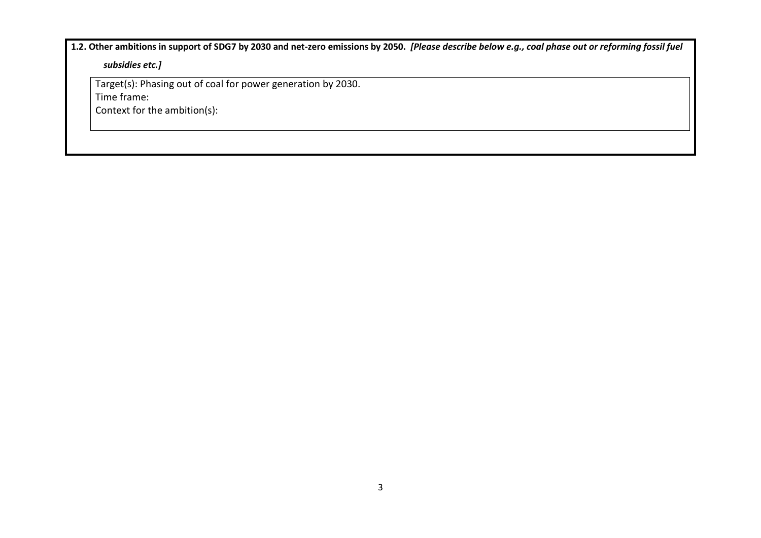**1.2. Other ambitions in support of SDG7 by 2030 and net-zero emissions by 2050.** ***[Please describe below e.g., coal phase out or reforming fossil fuel subsidies etc.]***

Target(s): Phasing out of coal for power generation by 2030.
Time frame:
Context for the ambition(s):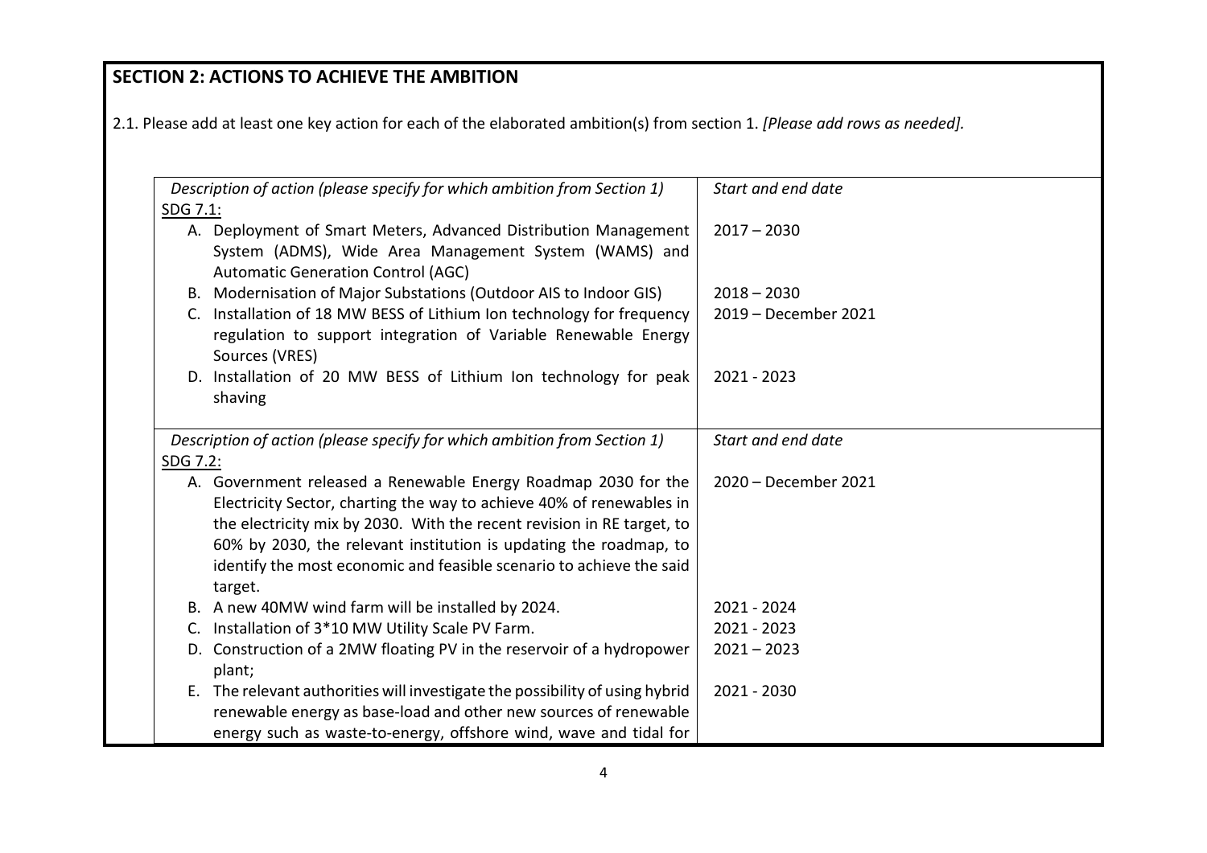## SECTION 2: ACTIONS TO ACHIEVE THE AMBITION

2.1. Please add at least one key action for each of the elaborated ambition(s) from section 1. *[Please add rows as needed].*

| *Description of action (please specify for which ambition from Section 1)* | *Start and end date* |
|---|---|
| SDG 7.1: | |
| A. Deployment of Smart Meters, Advanced Distribution Management System (ADMS), Wide Area Management System (WAMS) and Automatic Generation Control (AGC) | 2017 – 2030 |
| B. Modernisation of Major Substations (Outdoor AIS to Indoor GIS) | 2018 – 2030 |
| C. Installation of 18 MW BESS of Lithium Ion technology for frequency regulation to support integration of Variable Renewable Energy Sources (VRES) | 2019 – December 2021 |
| D. Installation of 20 MW BESS of Lithium Ion technology for peak shaving | 2021 - 2023 |

| *Description of action (please specify for which ambition from Section 1)* | *Start and end date* |
|---|---|
| SDG 7.2: | |
| A. Government released a Renewable Energy Roadmap 2030 for the Electricity Sector, charting the way to achieve 40% of renewables in the electricity mix by 2030. With the recent revision in RE target, to 60% by 2030, the relevant institution is updating the roadmap, to identify the most economic and feasible scenario to achieve the said target. | 2020 – December 2021 |
| B. A new 40MW wind farm will be installed by 2024. | 2021 - 2024 |
| C. Installation of 3*10 MW Utility Scale PV Farm. | 2021 - 2023 |
| D. Construction of a 2MW floating PV in the reservoir of a hydropower plant; | 2021 – 2023 |
| E. The relevant authorities will investigate the possibility of using hybrid renewable energy as base-load and other new sources of renewable energy such as waste-to-energy, offshore wind, wave and tidal for | 2021 - 2030 |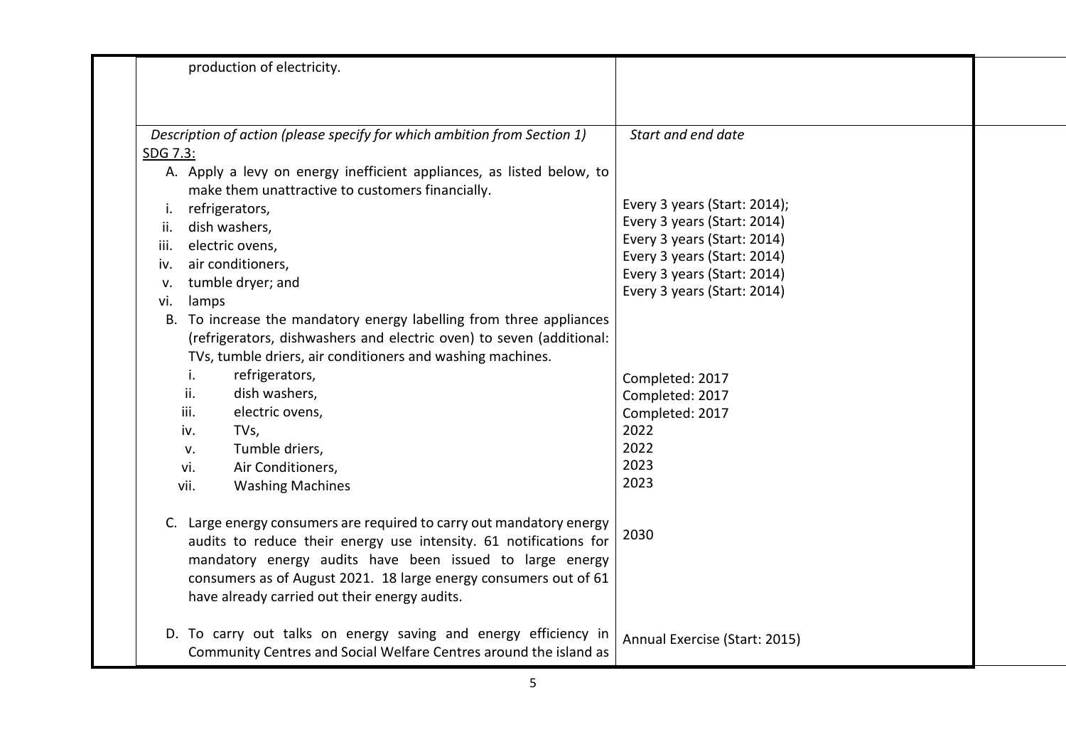| | |
|---|---|
| production of electricity. | |
| *Description of action (please specify for which ambition from Section 1)* | *Start and end date* |
| SDG 7.3:<br>A. Apply a levy on energy inefficient appliances, as listed below, to make them unattractive to customers financially.<br>i. refrigerators,<br>ii. dish washers,<br>iii. electric ovens,<br>iv. air conditioners,<br>v. tumble dryer; and<br>vi. lamps | <br><br><br>Every 3 years (Start: 2014);<br>Every 3 years (Start: 2014)<br>Every 3 years (Start: 2014)<br>Every 3 years (Start: 2014)<br>Every 3 years (Start: 2014)<br>Every 3 years (Start: 2014) |
| B. To increase the mandatory energy labelling from three appliances (refrigerators, dishwashers and electric oven) to seven (additional: TVs, tumble driers, air conditioners and washing machines.<br>i. refrigerators,<br>ii. dish washers,<br>iii. electric ovens,<br>iv. TVs,<br>v. Tumble driers,<br>vi. Air Conditioners,<br>vii. Washing Machines | <br><br><br>Completed: 2017<br>Completed: 2017<br>Completed: 2017<br>2022<br>2022<br>2023<br>2023 |
| C. Large energy consumers are required to carry out mandatory energy audits to reduce their energy use intensity. 61 notifications for mandatory energy audits have been issued to large energy consumers as of August 2021. 18 large energy consumers out of 61 have already carried out their energy audits. | 2030 |
| D. To carry out talks on energy saving and energy efficiency in Community Centres and Social Welfare Centres around the island as | Annual Exercise (Start: 2015) |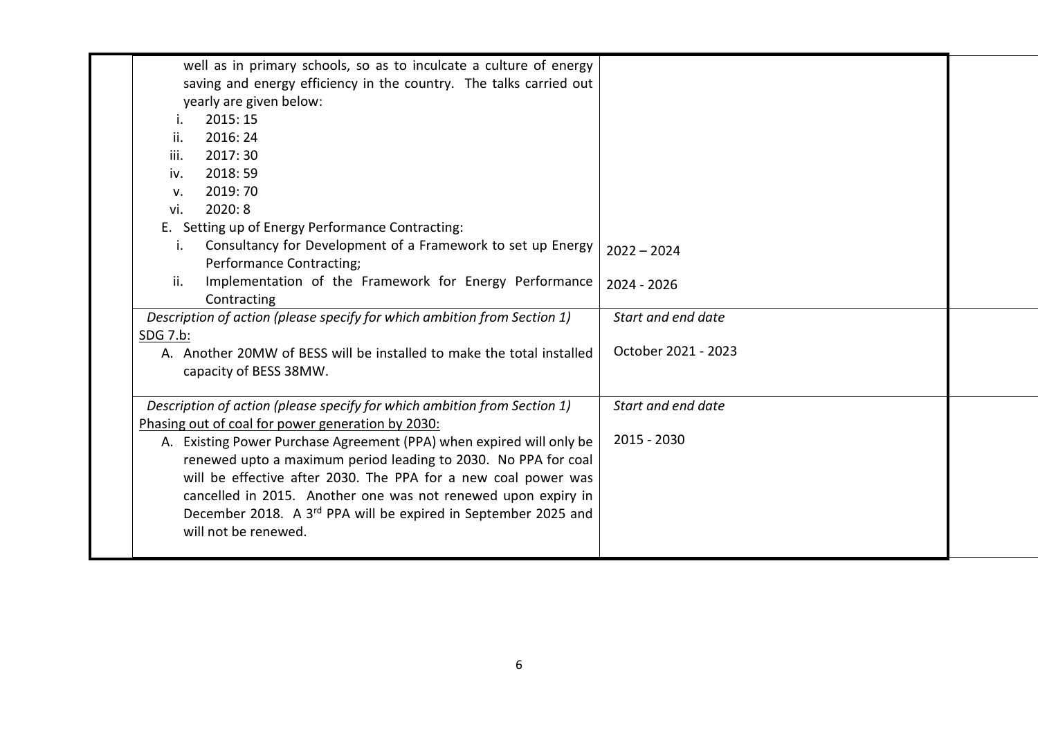| | |
|---|---|
| well as in primary schools, so as to inculcate a culture of energy saving and energy efficiency in the country. The talks carried out yearly are given below:<br>i. 2015: 15<br>ii. 2016: 24<br>iii. 2017: 30<br>iv. 2018: 59<br>v. 2019: 70<br>vi. 2020: 8<br>E. Setting up of Energy Performance Contracting:<br>i. Consultancy for Development of a Framework to set up Energy Performance Contracting;<br>ii. Implementation of the Framework for Energy Performance Contracting | <br><br><br><br><br><br><br><br><br>2022 – 2024<br><br>2024 - 2026 |
| *Description of action (please specify for which ambition from Section 1)*<br>SDG 7.b:<br>A. Another 20MW of BESS will be installed to make the total installed capacity of BESS 38MW. | *Start and end date*<br><br>October 2021 - 2023 |
| *Description of action (please specify for which ambition from Section 1)*<br>Phasing out of coal for power generation by 2030:<br>A. Existing Power Purchase Agreement (PPA) when expired will only be renewed upto a maximum period leading to 2030. No PPA for coal will be effective after 2030. The PPA for a new coal power was cancelled in 2015. Another one was not renewed upon expiry in December 2018. A 3rd PPA will be expired in September 2025 and will not be renewed. | *Start and end date*<br><br>2015 - 2030 |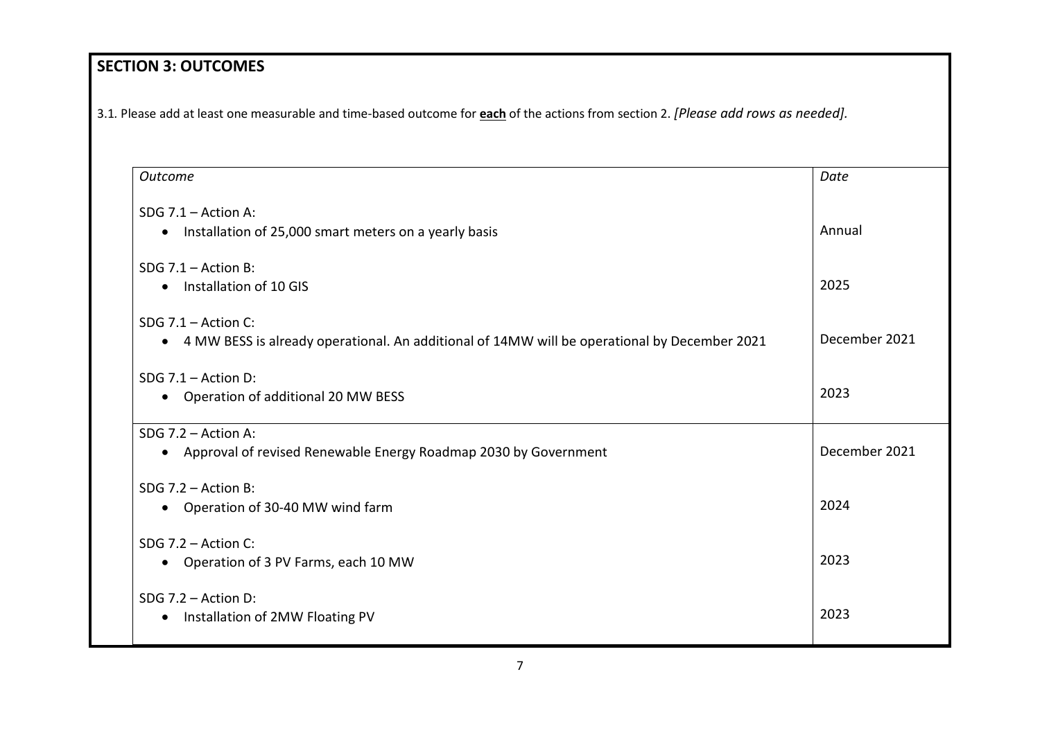## SECTION 3: OUTCOMES

3.1. Please add at least one measurable and time-based outcome for **each** of the actions from section 2. *[Please add rows as needed].*

| *Outcome* | *Date* |
|---|---|
| SDG 7.1 – Action A:<br>• Installation of 25,000 smart meters on a yearly basis | Annual |
| SDG 7.1 – Action B:<br>• Installation of 10 GIS | 2025 |
| SDG 7.1 – Action C:<br>• 4 MW BESS is already operational. An additional of 14MW will be operational by December 2021 | December 2021 |
| SDG 7.1 – Action D:<br>• Operation of additional 20 MW BESS | 2023 |
| SDG 7.2 – Action A:<br>• Approval of revised Renewable Energy Roadmap 2030 by Government | December 2021 |
| SDG 7.2 – Action B:<br>• Operation of 30-40 MW wind farm | 2024 |
| SDG 7.2 – Action C:<br>• Operation of 3 PV Farms, each 10 MW | 2023 |
| SDG 7.2 – Action D:<br>• Installation of 2MW Floating PV | 2023 |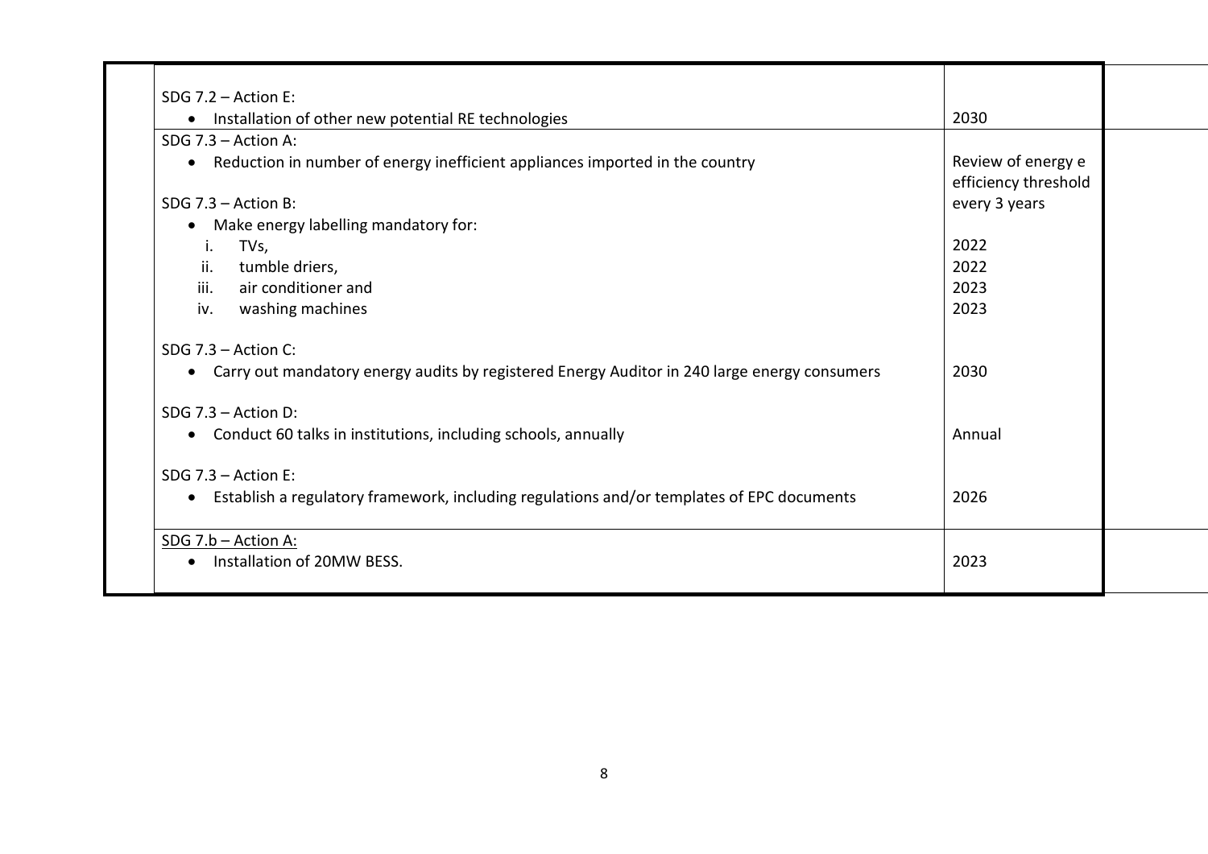| | | | |
|---|---|---|---|
| | SDG 7.2 – Action E:<br>• Installation of other new potential RE technologies | 2030 | |
| | SDG 7.3 – Action A:<br>• Reduction in number of energy inefficient appliances imported in the country<br><br>SDG 7.3 – Action B:<br>• Make energy labelling mandatory for:<br>i. TVs,<br>ii. tumble driers,<br>iii. air conditioner and<br>iv. washing machines<br><br>SDG 7.3 – Action C:<br>• Carry out mandatory energy audits by registered Energy Auditor in 240 large energy consumers<br><br>SDG 7.3 – Action D:<br>• Conduct 60 talks in institutions, including schools, annually<br><br>SDG 7.3 – Action E:<br>• Establish a regulatory framework, including regulations and/or templates of EPC documents | Review of energy e efficiency threshold every 3 years<br><br><br>2022<br>2022<br>2023<br>2023<br><br><br>2030<br><br><br>Annual<br><br><br>2026 | |
| | SDG 7.b – Action A:<br>• Installation of 20MW BESS. | 2023 | |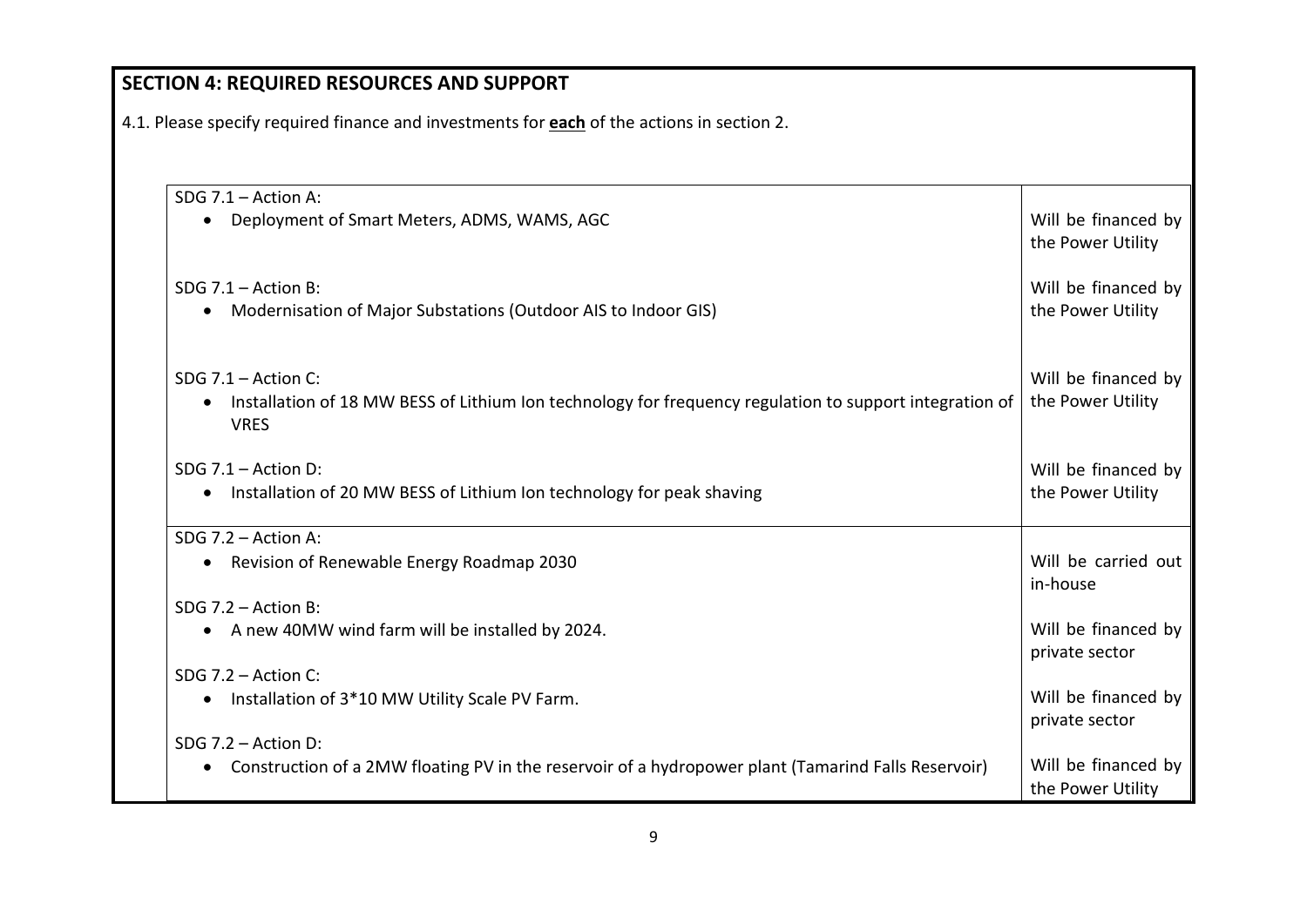## SECTION 4: REQUIRED RESOURCES AND SUPPORT

4.1. Please specify required finance and investments for **each** of the actions in section 2.

| | |
|---|---|
| SDG 7.1 – Action A:<br>• Deployment of Smart Meters, ADMS, WAMS, AGC | Will be financed by the Power Utility |
| SDG 7.1 – Action B:<br>• Modernisation of Major Substations (Outdoor AIS to Indoor GIS) | Will be financed by the Power Utility |
| SDG 7.1 – Action C:<br>• Installation of 18 MW BESS of Lithium Ion technology for frequency regulation to support integration of VRES | Will be financed by the Power Utility |
| SDG 7.1 – Action D:<br>• Installation of 20 MW BESS of Lithium Ion technology for peak shaving | Will be financed by the Power Utility |
| SDG 7.2 – Action A:<br>• Revision of Renewable Energy Roadmap 2030 | Will be carried out in-house |
| SDG 7.2 – Action B:<br>• A new 40MW wind farm will be installed by 2024. | Will be financed by private sector |
| SDG 7.2 – Action C:<br>• Installation of 3*10 MW Utility Scale PV Farm. | Will be financed by private sector |
| SDG 7.2 – Action D:<br>• Construction of a 2MW floating PV in the reservoir of a hydropower plant (Tamarind Falls Reservoir) | Will be financed by the Power Utility |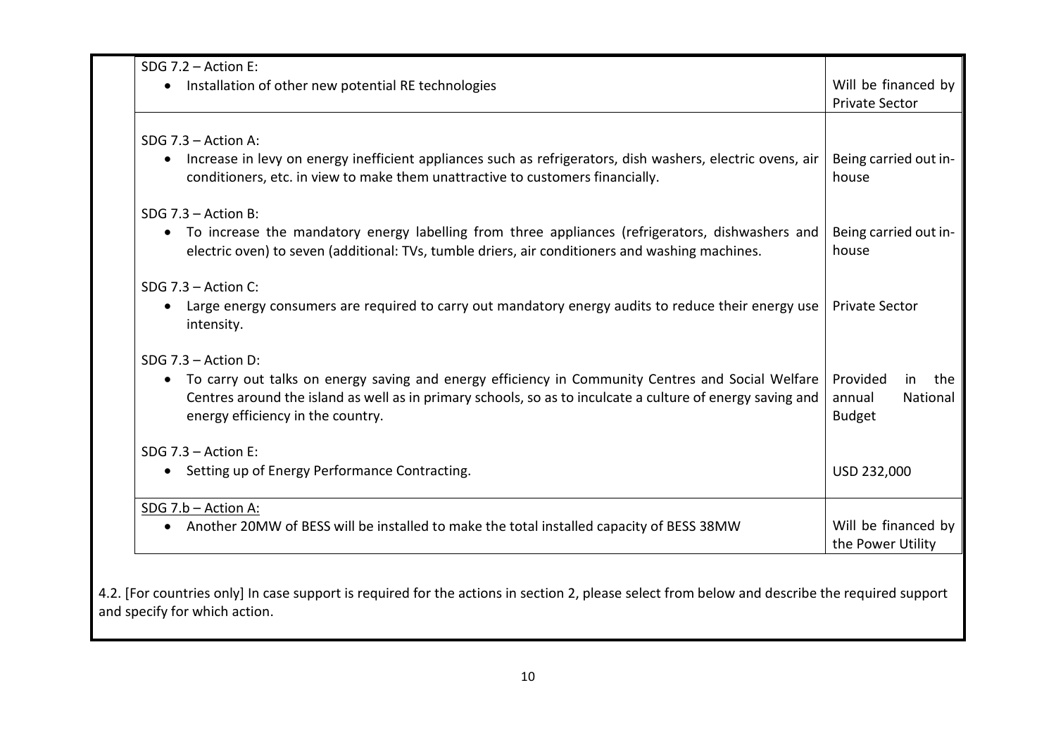| | |
|---|---|
| SDG 7.2 – Action E:<br>• Installation of other new potential RE technologies | Will be financed by Private Sector |
| SDG 7.3 – Action A:<br>• Increase in levy on energy inefficient appliances such as refrigerators, dish washers, electric ovens, air conditioners, etc. in view to make them unattractive to customers financially. | Being carried out in-house |
| SDG 7.3 – Action B:<br>• To increase the mandatory energy labelling from three appliances (refrigerators, dishwashers and electric oven) to seven (additional: TVs, tumble driers, air conditioners and washing machines. | Being carried out in-house |
| SDG 7.3 – Action C:<br>• Large energy consumers are required to carry out mandatory energy audits to reduce their energy use intensity. | Private Sector |
| SDG 7.3 – Action D:<br>• To carry out talks on energy saving and energy efficiency in Community Centres and Social Welfare Centres around the island as well as in primary schools, so as to inculcate a culture of energy saving and energy efficiency in the country. | Provided in the annual National Budget |
| SDG 7.3 – Action E:<br>• Setting up of Energy Performance Contracting. | USD 232,000 |
| SDG 7.b – Action A:<br>• Another 20MW of BESS will be installed to make the total installed capacity of BESS 38MW | Will be financed by the Power Utility |

4.2. [For countries only] In case support is required for the actions in section 2, please select from below and describe the required support and specify for which action.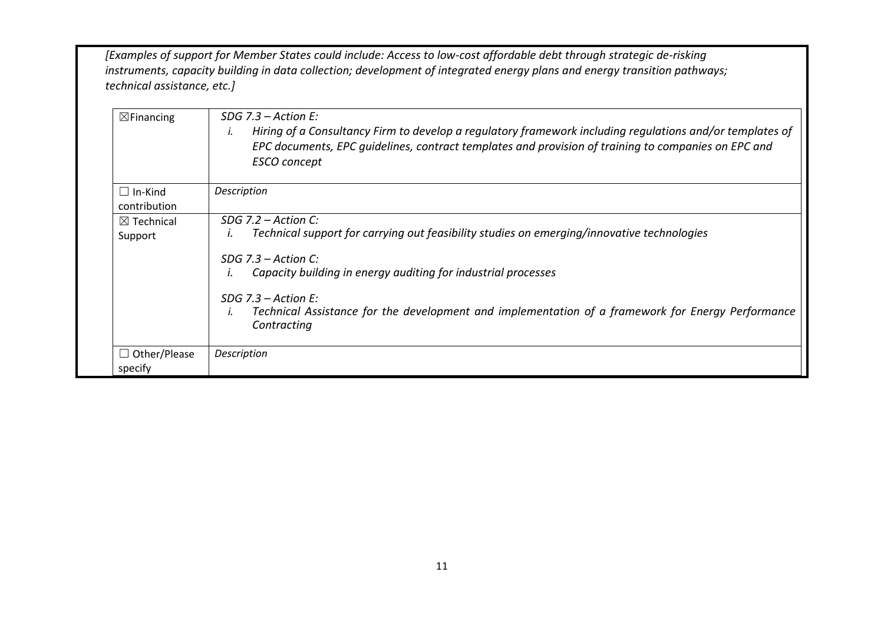*[Examples of support for Member States could include: Access to low-cost affordable debt through strategic de-risking instruments, capacity building in data collection; development of integrated energy plans and energy transition pathways; technical assistance, etc.]*

| | |
|---|---|
| ☒Financing | *SDG 7.3 – Action E:*<br>*i. Hiring of a Consultancy Firm to develop a regulatory framework including regulations and/or templates of EPC documents, EPC guidelines, contract templates and provision of training to companies on EPC and ESCO concept* |
| ☐ In-Kind contribution | *Description* |
| ☒ Technical Support | *SDG 7.2 – Action C:*<br>*i. Technical support for carrying out feasibility studies on emerging/innovative technologies*<br><br>*SDG 7.3 – Action C:*<br>*i. Capacity building in energy auditing for industrial processes*<br><br>*SDG 7.3 – Action E:*<br>*i. Technical Assistance for the development and implementation of a framework for Energy Performance Contracting* |
| ☐ Other/Please specify | *Description* |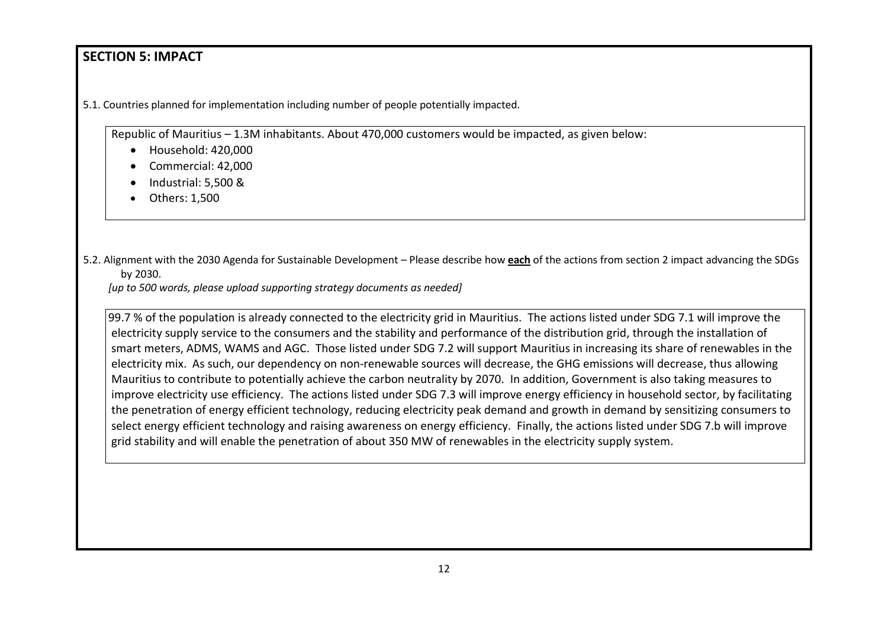## SECTION 5: IMPACT

5.1. Countries planned for implementation including number of people potentially impacted.

Republic of Mauritius – 1.3M inhabitants. About 470,000 customers would be impacted, as given below:

- Household: 420,000
- Commercial: 42,000
- Industrial: 5,500 &
- Others: 1,500

5.2. Alignment with the 2030 Agenda for Sustainable Development – Please describe how **each** of the actions from section 2 impact advancing the SDGs by 2030.

*[up to 500 words, please upload supporting strategy documents as needed]*

99.7 % of the population is already connected to the electricity grid in Mauritius. The actions listed under SDG 7.1 will improve the electricity supply service to the consumers and the stability and performance of the distribution grid, through the installation of smart meters, ADMS, WAMS and AGC. Those listed under SDG 7.2 will support Mauritius in increasing its share of renewables in the electricity mix. As such, our dependency on non-renewable sources will decrease, the GHG emissions will decrease, thus allowing Mauritius to contribute to potentially achieve the carbon neutrality by 2070. In addition, Government is also taking measures to improve electricity use efficiency. The actions listed under SDG 7.3 will improve energy efficiency in household sector, by facilitating the penetration of energy efficient technology, reducing electricity peak demand and growth in demand by sensitizing consumers to select energy efficient technology and raising awareness on energy efficiency. Finally, the actions listed under SDG 7.b will improve grid stability and will enable the penetration of about 350 MW of renewables in the electricity supply system.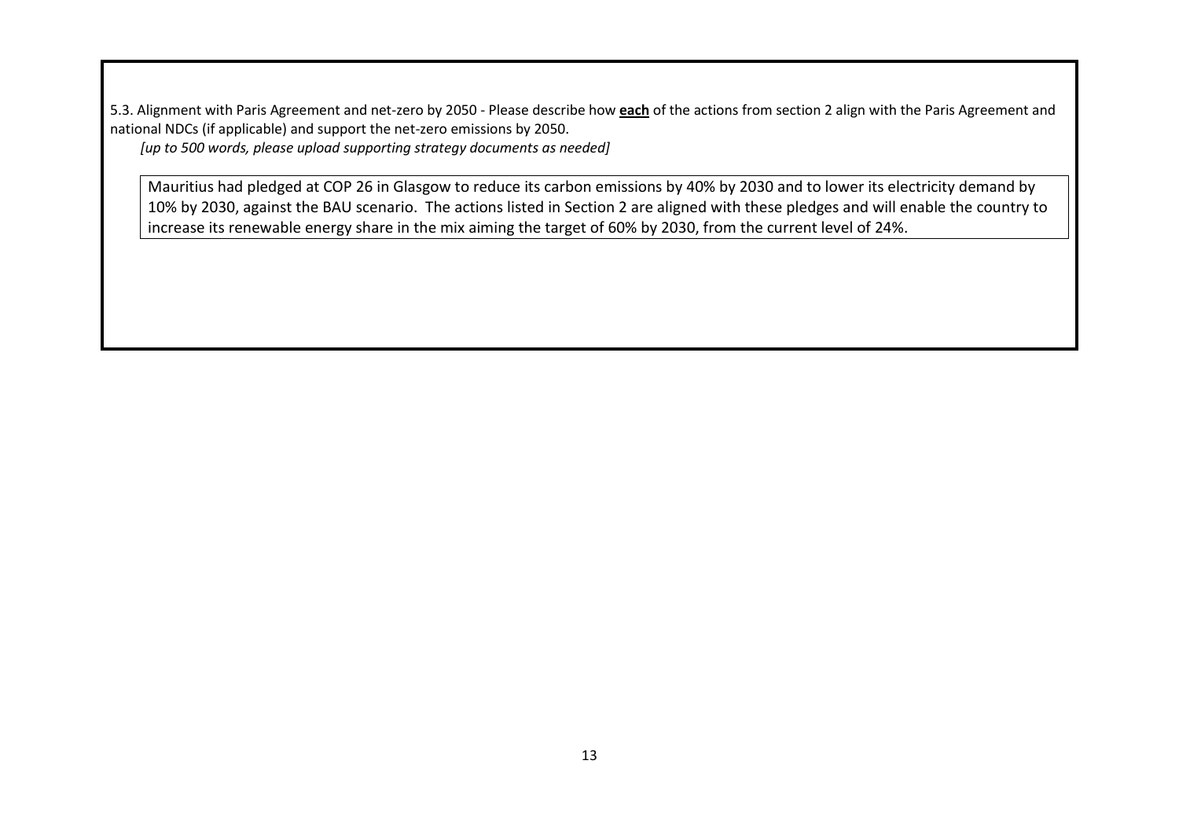5.3. Alignment with Paris Agreement and net-zero by 2050 - Please describe how **each** of the actions from section 2 align with the Paris Agreement and national NDCs (if applicable) and support the net-zero emissions by 2050.

*[up to 500 words, please upload supporting strategy documents as needed]*

Mauritius had pledged at COP 26 in Glasgow to reduce its carbon emissions by 40% by 2030 and to lower its electricity demand by 10% by 2030, against the BAU scenario. The actions listed in Section 2 are aligned with these pledges and will enable the country to increase its renewable energy share in the mix aiming the target of 60% by 2030, from the current level of 24%.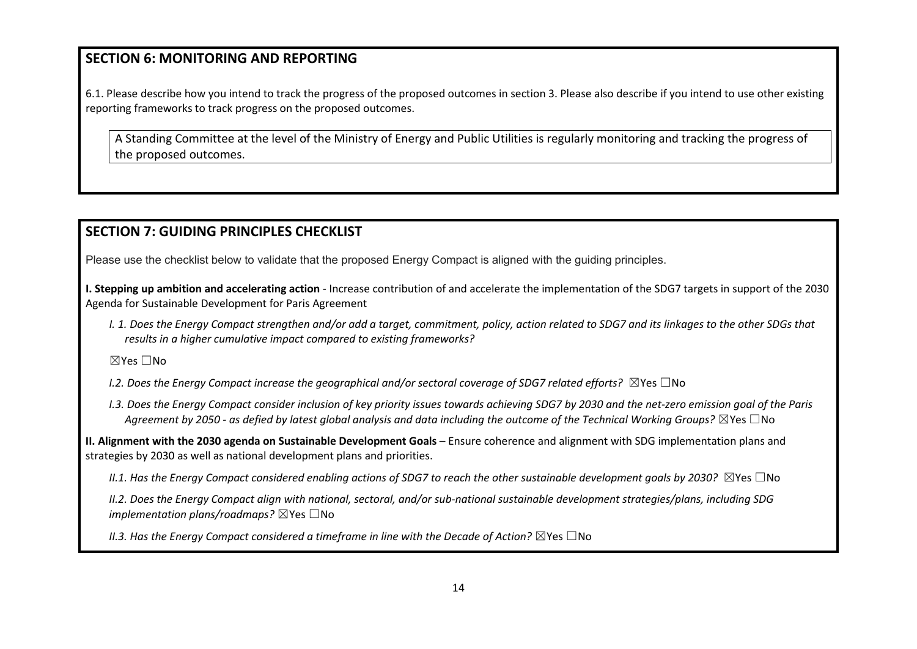## SECTION 6: MONITORING AND REPORTING

6.1. Please describe how you intend to track the progress of the proposed outcomes in section 3. Please also describe if you intend to use other existing reporting frameworks to track progress on the proposed outcomes.

A Standing Committee at the level of the Ministry of Energy and Public Utilities is regularly monitoring and tracking the progress of the proposed outcomes.

## SECTION 7: GUIDING PRINCIPLES CHECKLIST

Please use the checklist below to validate that the proposed Energy Compact is aligned with the guiding principles.

**I. Stepping up ambition and accelerating action** - Increase contribution of and accelerate the implementation of the SDG7 targets in support of the 2030 Agenda for Sustainable Development for Paris Agreement

*I. 1. Does the Energy Compact strengthen and/or add a target, commitment, policy, action related to SDG7 and its linkages to the other SDGs that results in a higher cumulative impact compared to existing frameworks?*

☒Yes ☐No

*I.2. Does the Energy Compact increase the geographical and/or sectoral coverage of SDG7 related efforts?* ☒Yes ☐No

*I.3. Does the Energy Compact consider inclusion of key priority issues towards achieving SDG7 by 2030 and the net-zero emission goal of the Paris Agreement by 2050 - as defied by latest global analysis and data including the outcome of the Technical Working Groups?* ☒Yes ☐No

**II. Alignment with the 2030 agenda on Sustainable Development Goals** – Ensure coherence and alignment with SDG implementation plans and strategies by 2030 as well as national development plans and priorities.

*II.1. Has the Energy Compact considered enabling actions of SDG7 to reach the other sustainable development goals by 2030?* ☒Yes ☐No

*II.2. Does the Energy Compact align with national, sectoral, and/or sub-national sustainable development strategies/plans, including SDG implementation plans/roadmaps?* ☒Yes ☐No

*II.3. Has the Energy Compact considered a timeframe in line with the Decade of Action?* ☒Yes ☐No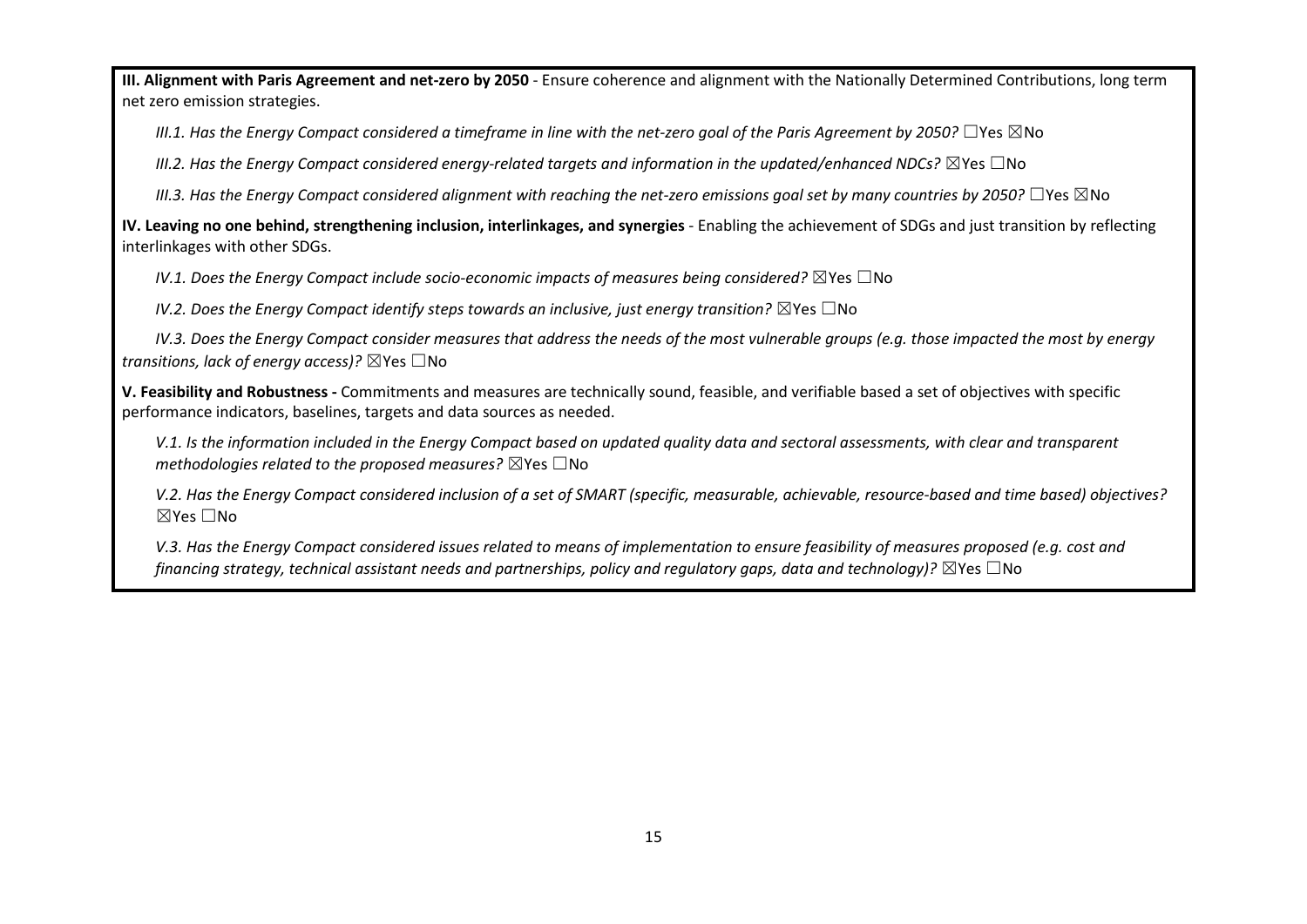**III. Alignment with Paris Agreement and net-zero by 2050** - Ensure coherence and alignment with the Nationally Determined Contributions, long term net zero emission strategies.

*III.1. Has the Energy Compact considered a timeframe in line with the net-zero goal of the Paris Agreement by 2050?* ☐Yes ☒No

*III.2. Has the Energy Compact considered energy-related targets and information in the updated/enhanced NDCs?* ☒Yes ☐No

*III.3. Has the Energy Compact considered alignment with reaching the net-zero emissions goal set by many countries by 2050?* ☐Yes ☒No

**IV. Leaving no one behind, strengthening inclusion, interlinkages, and synergies** - Enabling the achievement of SDGs and just transition by reflecting interlinkages with other SDGs.

*IV.1. Does the Energy Compact include socio-economic impacts of measures being considered?* ☒Yes ☐No

*IV.2. Does the Energy Compact identify steps towards an inclusive, just energy transition?* ☒Yes ☐No

*IV.3. Does the Energy Compact consider measures that address the needs of the most vulnerable groups (e.g. those impacted the most by energy transitions, lack of energy access)?* ☒Yes ☐No

**V. Feasibility and Robustness -** Commitments and measures are technically sound, feasible, and verifiable based a set of objectives with specific performance indicators, baselines, targets and data sources as needed.

*V.1. Is the information included in the Energy Compact based on updated quality data and sectoral assessments, with clear and transparent methodologies related to the proposed measures?* ☒Yes ☐No

*V.2. Has the Energy Compact considered inclusion of a set of SMART (specific, measurable, achievable, resource-based and time based) objectives?* ☒Yes ☐No

*V.3. Has the Energy Compact considered issues related to means of implementation to ensure feasibility of measures proposed (e.g. cost and financing strategy, technical assistant needs and partnerships, policy and regulatory gaps, data and technology)?* ☒Yes ☐No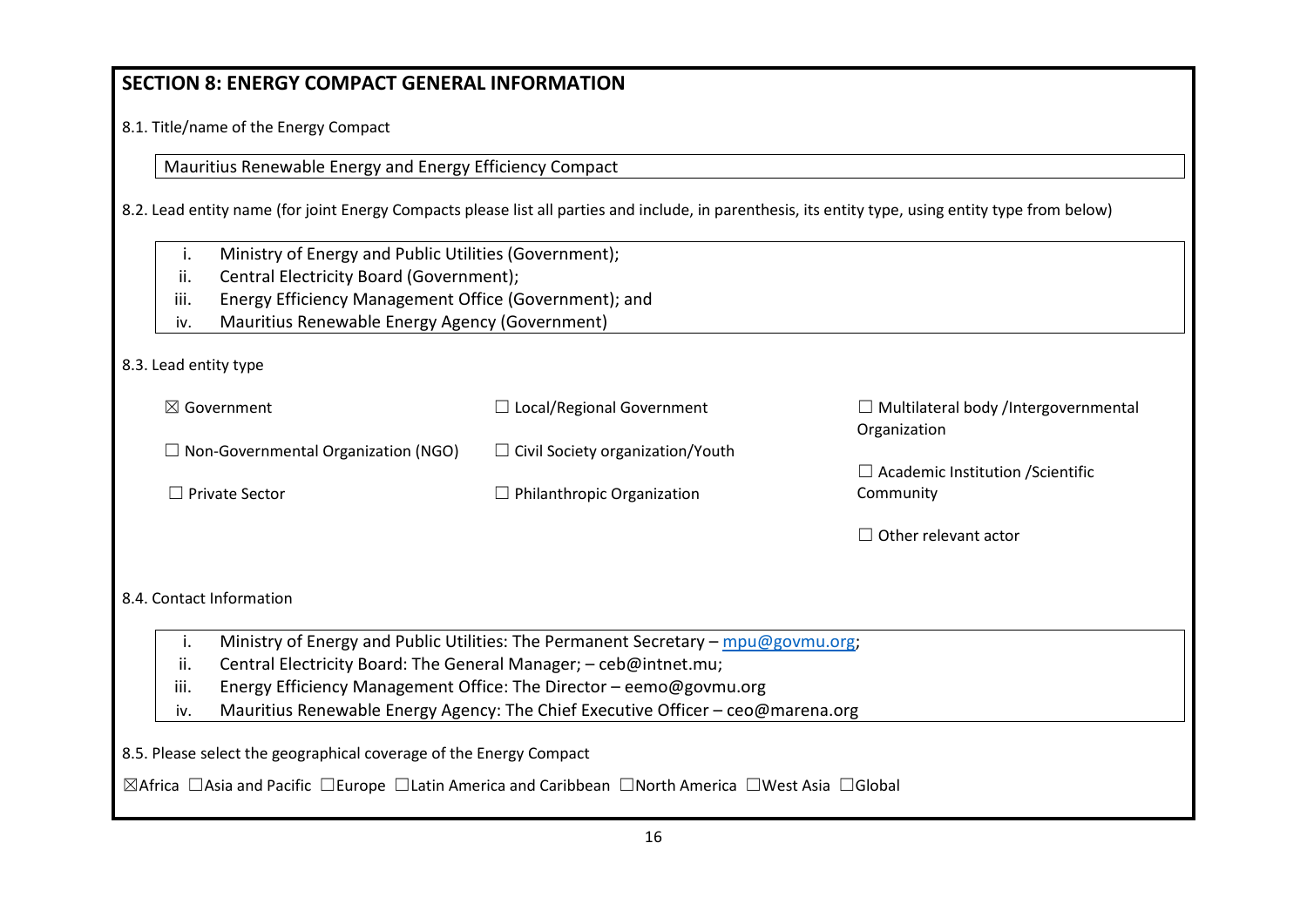## SECTION 8: ENERGY COMPACT GENERAL INFORMATION

8.1. Title/name of the Energy Compact

Mauritius Renewable Energy and Energy Efficiency Compact

8.2. Lead entity name (for joint Energy Compacts please list all parties and include, in parenthesis, its entity type, using entity type from below)

i. Ministry of Energy and Public Utilities (Government);
ii. Central Electricity Board (Government);
iii. Energy Efficiency Management Office (Government); and
iv. Mauritius Renewable Energy Agency (Government)

8.3. Lead entity type

☒ Government

☐ Local/Regional Government

☐ Multilateral body /Intergovernmental Organization

☐ Non-Governmental Organization (NGO)

☐ Civil Society organization/Youth

☐ Academic Institution /Scientific Community

☐ Private Sector

☐ Philanthropic Organization

☐ Other relevant actor

8.4. Contact Information

i. Ministry of Energy and Public Utilities: The Permanent Secretary – mpu@govmu.org;
ii. Central Electricity Board: The General Manager; – ceb@intnet.mu;
iii. Energy Efficiency Management Office: The Director – eemo@govmu.org
iv. Mauritius Renewable Energy Agency: The Chief Executive Officer – ceo@marena.org

8.5. Please select the geographical coverage of the Energy Compact

☒Africa ☐Asia and Pacific ☐Europe ☐Latin America and Caribbean ☐North America ☐West Asia ☐Global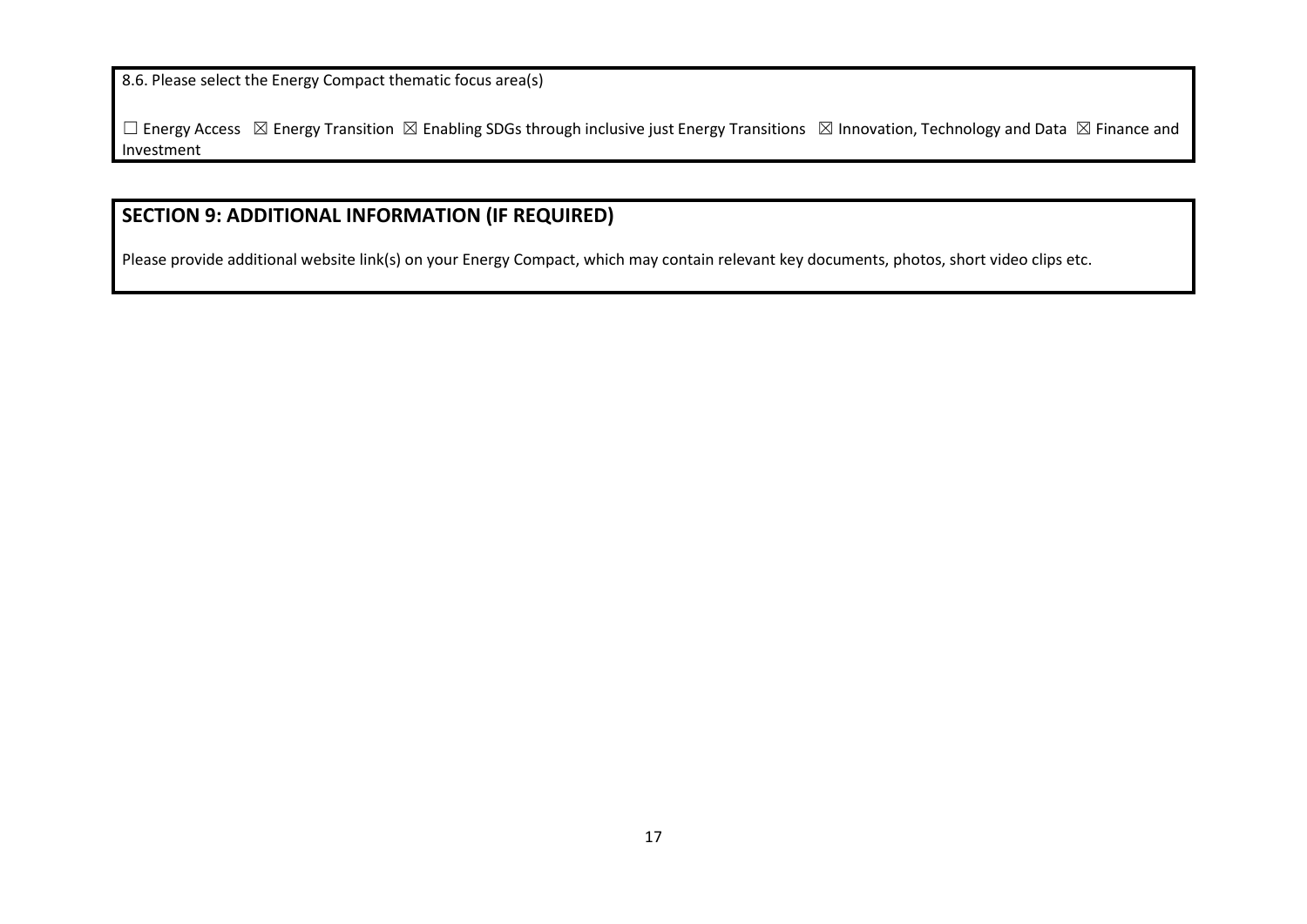8.6. Please select the Energy Compact thematic focus area(s)

☐ Energy Access ☒ Energy Transition ☒ Enabling SDGs through inclusive just Energy Transitions ☒ Innovation, Technology and Data ☒ Finance and Investment

## SECTION 9: ADDITIONAL INFORMATION (IF REQUIRED)

Please provide additional website link(s) on your Energy Compact, which may contain relevant key documents, photos, short video clips etc.